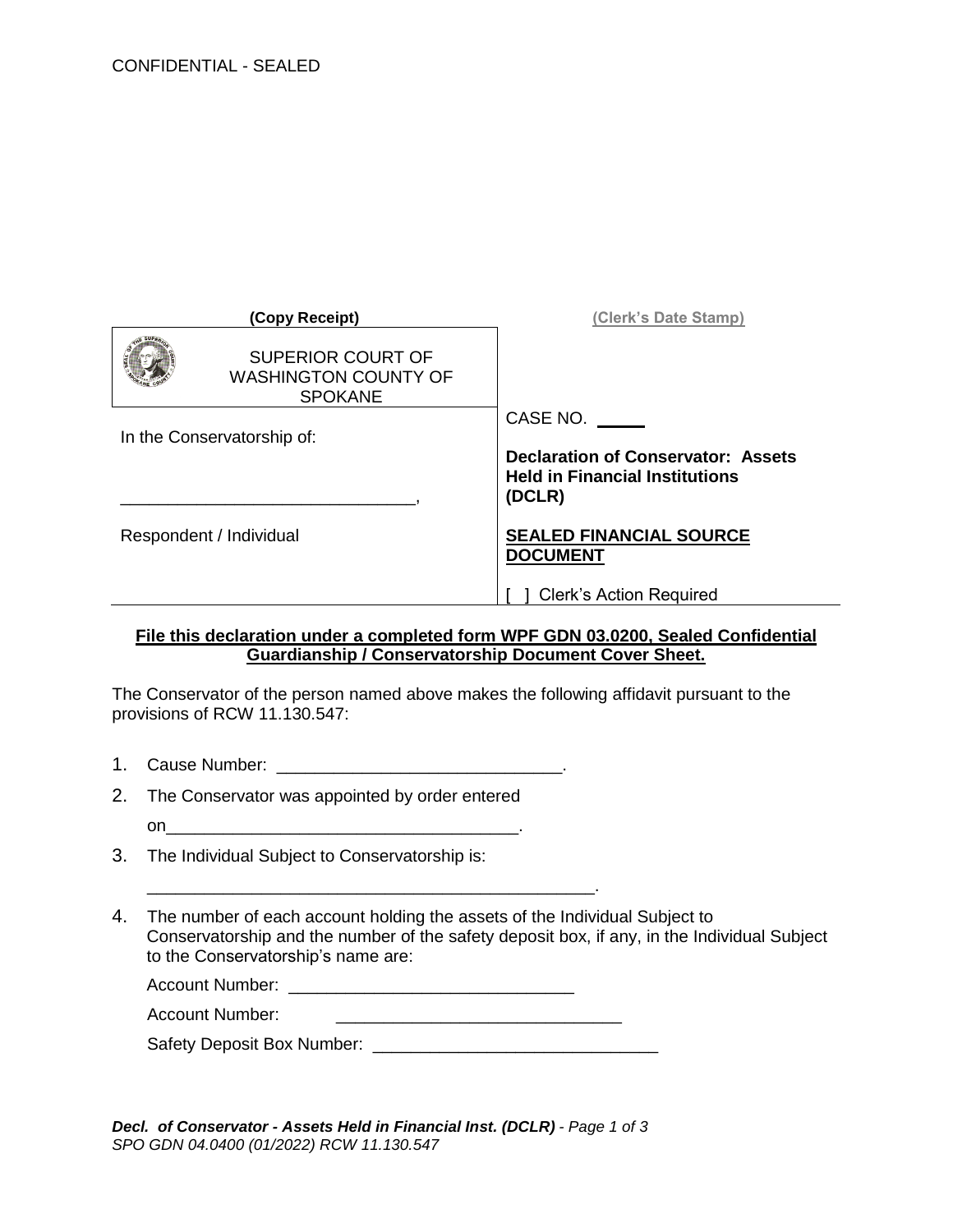CONFIDENTIAL - SEALED

| (Copy Receipt) | (Clerk's Date Stamp) |
| --- | --- |
| SUPERIOR COURT OF WASHINGTON COUNTY OF SPOKANE | |
| In the Conservatorship of:<br><br>_______________________________,<br><br>Respondent / Individual | CASE NO. _____<br><br>**Declaration of Conservator: Assets Held in Financial Institutions (DCLR)**<br><br>**SEALED FINANCIAL SOURCE DOCUMENT**<br><br>[ ] Clerk's Action Required |

**File this declaration under a completed form WPF GDN 03.0200, Sealed Confidential Guardianship / Conservatorship Document Cover Sheet.**

The Conservator of the person named above makes the following affidavit pursuant to the provisions of RCW 11.130.547:

1. Cause Number: ______________________________.
2. The Conservator was appointed by order entered on_____________________________________.
3. The Individual Subject to Conservatorship is:

   ________________________________________________.
4. The number of each account holding the assets of the Individual Subject to Conservatorship and the number of the safety deposit box, if any, in the Individual Subject to the Conservatorship's name are:

   Account Number: ______________________________

   Account Number: ______________________________

   Safety Deposit Box Number: ______________________________

*Decl. of Conservator - Assets Held in Financial Inst. (DCLR)*
*SPO GDN 04.0400 (01/2022) RCW 11.130.547*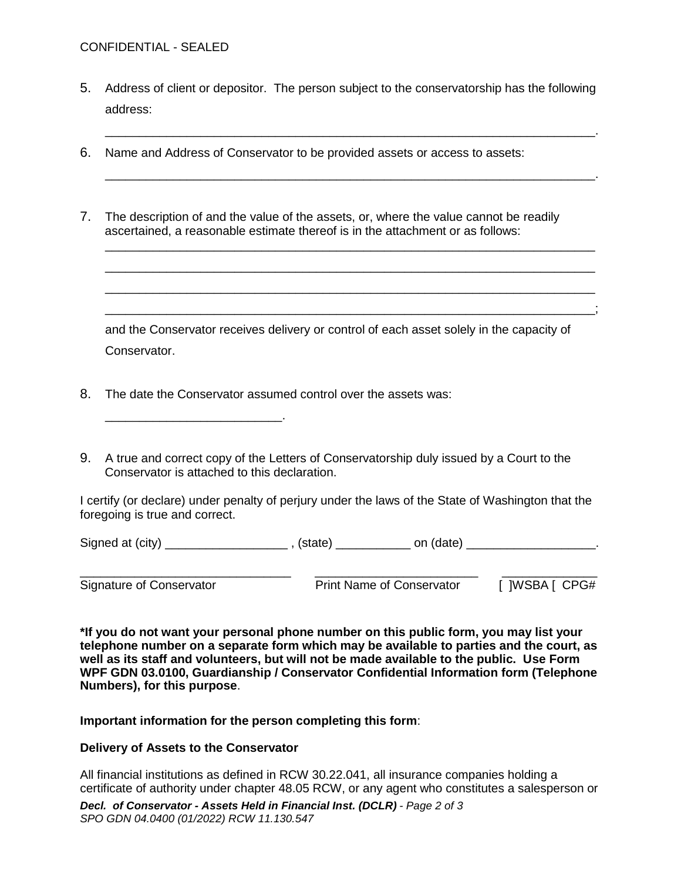CONFIDENTIAL - SEALED

5. Address of client or depositor. The person subject to the conservatorship has the following address:

   ______________________________________________________________________.

6. Name and Address of Conservator to be provided assets or access to assets:

   ______________________________________________________________________.

7. The description of and the value of the assets, or, where the value cannot be readily ascertained, a reasonable estimate thereof is in the attachment or as follows:

   ______________________________________________________________________
   ______________________________________________________________________
   ______________________________________________________________________
   ______________________________________________________________________;

   and the Conservator receives delivery or control of each asset solely in the capacity of Conservator.

8. The date the Conservator assumed control over the assets was:

   _________________________.

9. A true and correct copy of the Letters of Conservatorship duly issued by a Court to the Conservator is attached to this declaration.

I certify (or declare) under penalty of perjury under the laws of the State of Washington that the foregoing is true and correct.

Signed at (city) __________________ , (state) ___________ on (date) ___________________.

| ______________________________ | ________________________ | ______________ |
|---|---|---|
| Signature of Conservator | Print Name of Conservator | [ ]WSBA [ CPG# |

**\*If you do not want your personal phone number on this public form, you may list your telephone number on a separate form which may be available to parties and the court, as well as its staff and volunteers, but will not be made available to the public. Use Form WPF GDN 03.0100, Guardianship / Conservator Confidential Information form (Telephone Numbers), for this purpose**.

**Important information for the person completing this form**:

**Delivery of Assets to the Conservator**

All financial institutions as defined in RCW 30.22.041, all insurance companies holding a certificate of authority under chapter 48.05 RCW, or any agent who constitutes a salesperson or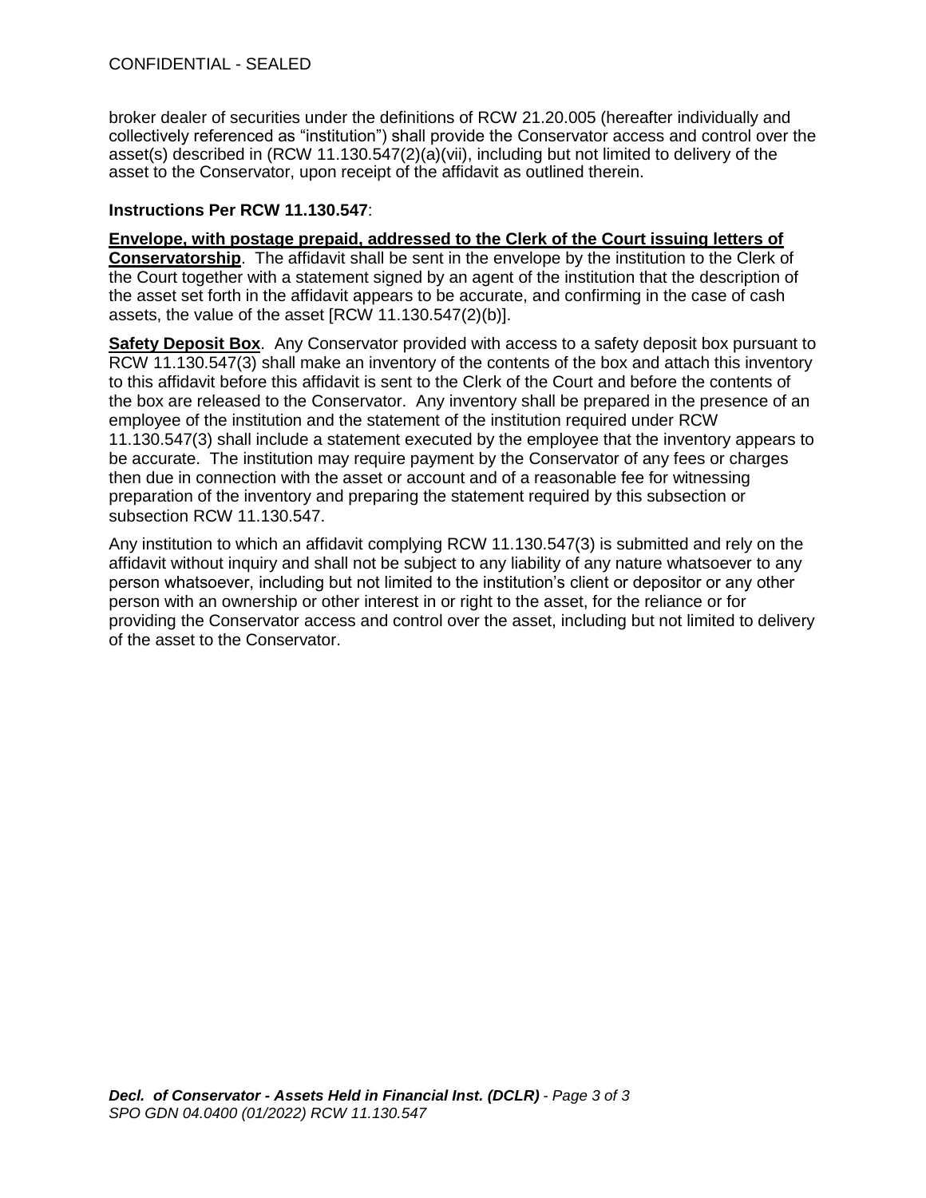broker dealer of securities under the definitions of RCW 21.20.005 (hereafter individually and collectively referenced as "institution") shall provide the Conservator access and control over the asset(s) described in (RCW 11.130.547(2)(a)(vii), including but not limited to delivery of the asset to the Conservator, upon receipt of the affidavit as outlined therein.

**Instructions Per RCW 11.130.547**:

**Envelope, with postage prepaid, addressed to the Clerk of the Court issuing letters of Conservatorship**. The affidavit shall be sent in the envelope by the institution to the Clerk of the Court together with a statement signed by an agent of the institution that the description of the asset set forth in the affidavit appears to be accurate, and confirming in the case of cash assets, the value of the asset [RCW 11.130.547(2)(b)].

**Safety Deposit Box**. Any Conservator provided with access to a safety deposit box pursuant to RCW 11.130.547(3) shall make an inventory of the contents of the box and attach this inventory to this affidavit before this affidavit is sent to the Clerk of the Court and before the contents of the box are released to the Conservator. Any inventory shall be prepared in the presence of an employee of the institution and the statement of the institution required under RCW 11.130.547(3) shall include a statement executed by the employee that the inventory appears to be accurate. The institution may require payment by the Conservator of any fees or charges then due in connection with the asset or account and of a reasonable fee for witnessing preparation of the inventory and preparing the statement required by this subsection or subsection RCW 11.130.547.

Any institution to which an affidavit complying RCW 11.130.547(3) is submitted and rely on the affidavit without inquiry and shall not be subject to any liability of any nature whatsoever to any person whatsoever, including but not limited to the institution's client or depositor or any other person with an ownership or other interest in or right to the asset, for the reliance or for providing the Conservator access and control over the asset, including but not limited to delivery of the asset to the Conservator.